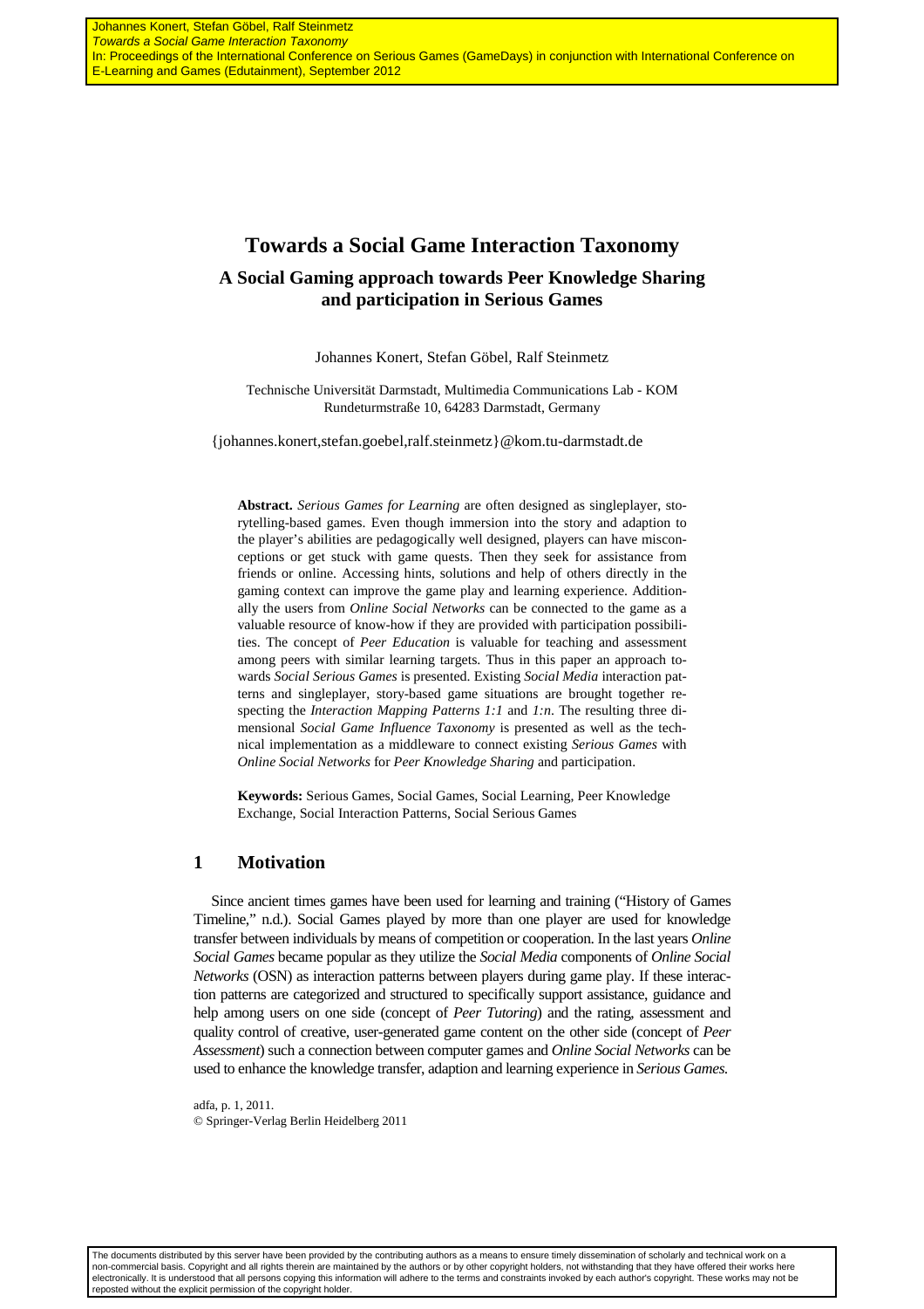Johannes Konert, Stefan Göbel, Ralf Steinmetz
*Towards a Social Game Interaction Taxonomy*
In: Proceedings of the International Conference on Serious Games (GameDays) in conjunction with International Conference on E-Learning and Games (Edutainment), September 2012

# Towards a Social Game Interaction Taxonomy

## A Social Gaming approach towards Peer Knowledge Sharing and participation in Serious Games

Johannes Konert, Stefan Göbel, Ralf Steinmetz

Technische Universität Darmstadt, Multimedia Communications Lab - KOM
Rundeturmstraße 10, 64283 Darmstadt, Germany

{johannes.konert,stefan.goebel,ralf.steinmetz}@kom.tu-darmstadt.de

**Abstract.** *Serious Games for Learning* are often designed as singleplayer, storytelling-based games. Even though immersion into the story and adaption to the player's abilities are pedagogically well designed, players can have misconceptions or get stuck with game quests. Then they seek for assistance from friends or online. Accessing hints, solutions and help of others directly in the gaming context can improve the game play and learning experience. Additionally the users from *Online Social Networks* can be connected to the game as a valuable resource of know-how if they are provided with participation possibilities. The concept of *Peer Education* is valuable for teaching and assessment among peers with similar learning targets. Thus in this paper an approach towards *Social Serious Games* is presented. Existing *Social Media* interaction patterns and singleplayer, story-based game situations are brought together respecting the *Interaction Mapping Patterns 1:1* and *1:n*. The resulting three dimensional *Social Game Influence Taxonomy* is presented as well as the technical implementation as a middleware to connect existing *Serious Games* with *Online Social Networks* for *Peer Knowledge Sharing* and participation.

**Keywords:** Serious Games, Social Games, Social Learning, Peer Knowledge Exchange, Social Interaction Patterns, Social Serious Games

## 1 Motivation

Since ancient times games have been used for learning and training ("History of Games Timeline," n.d.). Social Games played by more than one player are used for knowledge transfer between individuals by means of competition or cooperation. In the last years *Online Social Games* became popular as they utilize the *Social Media* components of *Online Social Networks* (OSN) as interaction patterns between players during game play. If these interaction patterns are categorized and structured to specifically support assistance, guidance and help among users on one side (concept of *Peer Tutoring*) and the rating, assessment and quality control of creative, user-generated game content on the other side (concept of *Peer Assessment*) such a connection between computer games and *Online Social Networks* can be used to enhance the knowledge transfer, adaption and learning experience in *Serious Games.*

adfa, p. 1, 2011.
© Springer-Verlag Berlin Heidelberg 2011

The documents distributed by this server have been provided by the contributing authors as a means to ensure timely dissemination of scholarly and technical work on a non-commercial basis. Copyright and all rights therein are maintained by the authors or by other copyright holders, not withstanding that they have offered their works here electronically. It is understood that all persons copying this information will adhere to the terms and constraints invoked by each author's copyright. These works may not be reposted without the explicit permission of the copyright holder.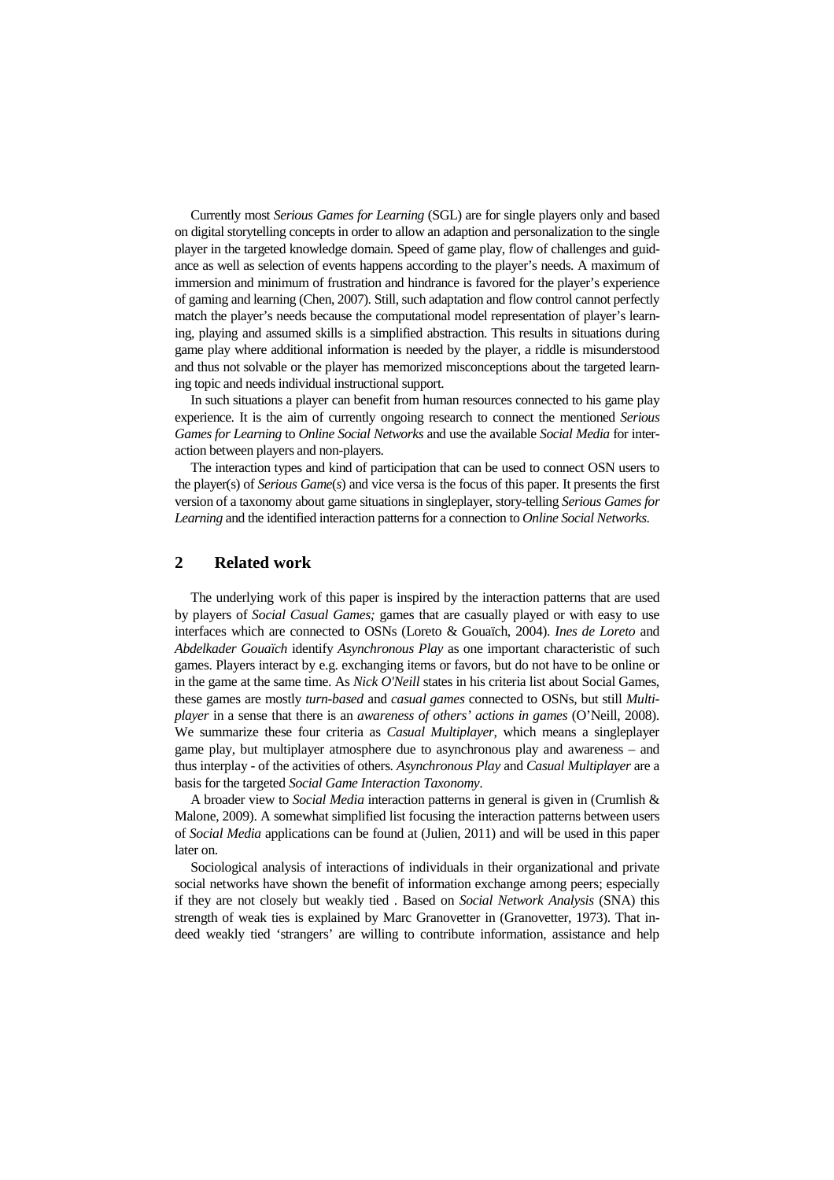Currently most *Serious Games for Learning* (SGL) are for single players only and based on digital storytelling concepts in order to allow an adaption and personalization to the single player in the targeted knowledge domain. Speed of game play, flow of challenges and guidance as well as selection of events happens according to the player's needs. A maximum of immersion and minimum of frustration and hindrance is favored for the player's experience of gaming and learning (Chen, 2007). Still, such adaptation and flow control cannot perfectly match the player's needs because the computational model representation of player's learning, playing and assumed skills is a simplified abstraction. This results in situations during game play where additional information is needed by the player, a riddle is misunderstood and thus not solvable or the player has memorized misconceptions about the targeted learning topic and needs individual instructional support.

In such situations a player can benefit from human resources connected to his game play experience. It is the aim of currently ongoing research to connect the mentioned *Serious Games for Learning* to *Online Social Networks* and use the available *Social Media* for interaction between players and non-players.

The interaction types and kind of participation that can be used to connect OSN users to the player(s) of *Serious Game*(*s*) and vice versa is the focus of this paper. It presents the first version of a taxonomy about game situations in singleplayer, story-telling *Serious Games for Learning* and the identified interaction patterns for a connection to *Online Social Networks*.

## 2 Related work

The underlying work of this paper is inspired by the interaction patterns that are used by players of *Social Casual Games;* games that are casually played or with easy to use interfaces which are connected to OSNs (Loreto & Gouaïch, 2004). *Ines de Loreto* and *Abdelkader Gouaïch* identify *Asynchronous Play* as one important characteristic of such games. Players interact by e.g. exchanging items or favors, but do not have to be online or in the game at the same time. As *Nick O'Neill* states in his criteria list about Social Games, these games are mostly *turn-based* and *casual games* connected to OSNs, but still *Multiplayer* in a sense that there is an *awareness of others' actions in games* (O'Neill, 2008). We summarize these four criteria as *Casual Multiplayer*, which means a singleplayer game play, but multiplayer atmosphere due to asynchronous play and awareness – and thus interplay - of the activities of others. *Asynchronous Play* and *Casual Multiplayer* are a basis for the targeted *Social Game Interaction Taxonomy*.

A broader view to *Social Media* interaction patterns in general is given in (Crumlish & Malone, 2009). A somewhat simplified list focusing the interaction patterns between users of *Social Media* applications can be found at (Julien, 2011) and will be used in this paper later on.

Sociological analysis of interactions of individuals in their organizational and private social networks have shown the benefit of information exchange among peers; especially if they are not closely but weakly tied . Based on *Social Network Analysis* (SNA) this strength of weak ties is explained by Marc Granovetter in (Granovetter, 1973). That indeed weakly tied 'strangers' are willing to contribute information, assistance and help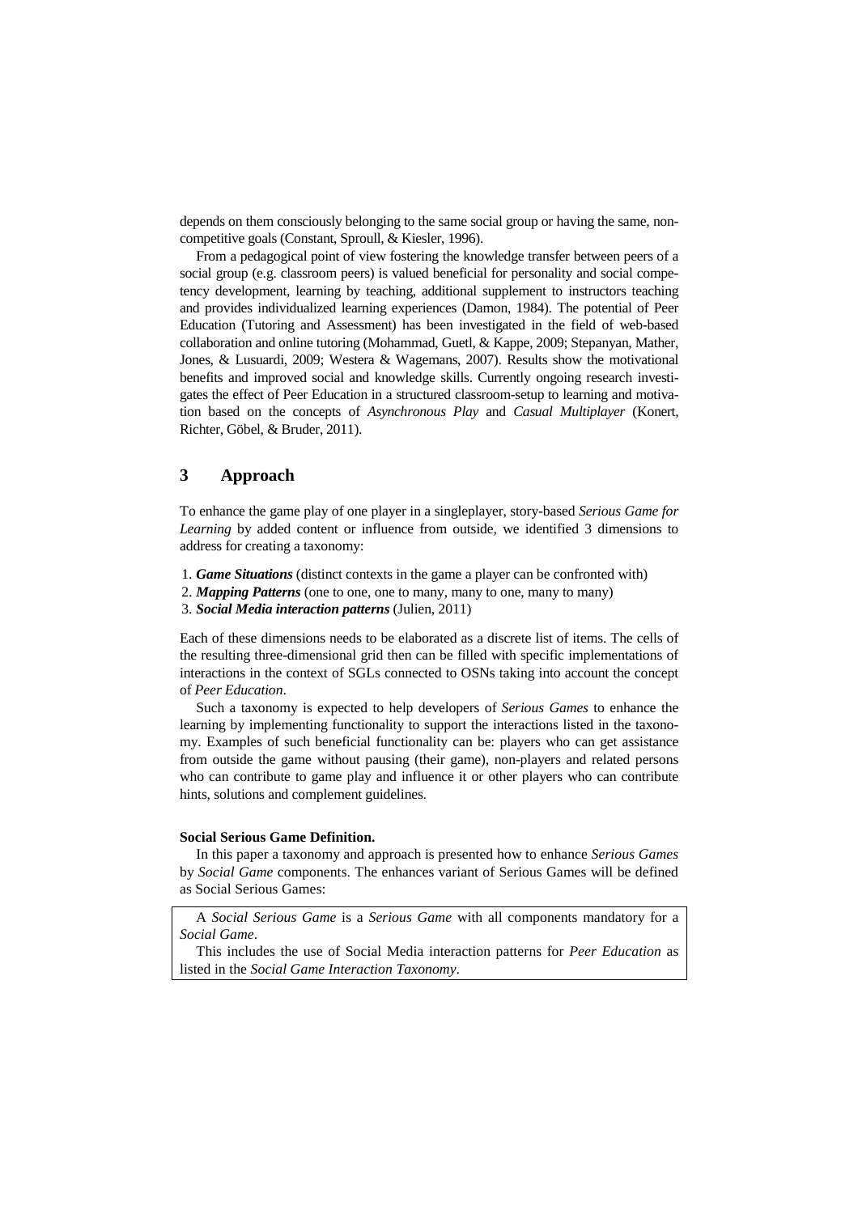depends on them consciously belonging to the same social group or having the same, non-competitive goals (Constant, Sproull, & Kiesler, 1996).

From a pedagogical point of view fostering the knowledge transfer between peers of a social group (e.g. classroom peers) is valued beneficial for personality and social competency development, learning by teaching, additional supplement to instructors teaching and provides individualized learning experiences (Damon, 1984). The potential of Peer Education (Tutoring and Assessment) has been investigated in the field of web-based collaboration and online tutoring (Mohammad, Guetl, & Kappe, 2009; Stepanyan, Mather, Jones, & Lusuardi, 2009; Westera & Wagemans, 2007). Results show the motivational benefits and improved social and knowledge skills. Currently ongoing research investigates the effect of Peer Education in a structured classroom-setup to learning and motivation based on the concepts of *Asynchronous Play* and *Casual Multiplayer* (Konert, Richter, Göbel, & Bruder, 2011).

# 3 Approach

To enhance the game play of one player in a singleplayer, story-based *Serious Game for Learning* by added content or influence from outside, we identified 3 dimensions to address for creating a taxonomy:

1. ***Game Situations*** (distinct contexts in the game a player can be confronted with)
2. ***Mapping Patterns*** (one to one, one to many, many to one, many to many)
3. ***Social Media interaction patterns*** (Julien, 2011)

Each of these dimensions needs to be elaborated as a discrete list of items. The cells of the resulting three-dimensional grid then can be filled with specific implementations of interactions in the context of SGLs connected to OSNs taking into account the concept of *Peer Education*.

Such a taxonomy is expected to help developers of *Serious Games* to enhance the learning by implementing functionality to support the interactions listed in the taxonomy. Examples of such beneficial functionality can be: players who can get assistance from outside the game without pausing (their game), non-players and related persons who can contribute to game play and influence it or other players who can contribute hints, solutions and complement guidelines.

**Social Serious Game Definition.**

In this paper a taxonomy and approach is presented how to enhance *Serious Games* by *Social Game* components. The enhances variant of Serious Games will be defined as Social Serious Games:

A *Social Serious Game* is a *Serious Game* with all components mandatory for a *Social Game*.

This includes the use of Social Media interaction patterns for *Peer Education* as listed in the *Social Game Interaction Taxonomy*.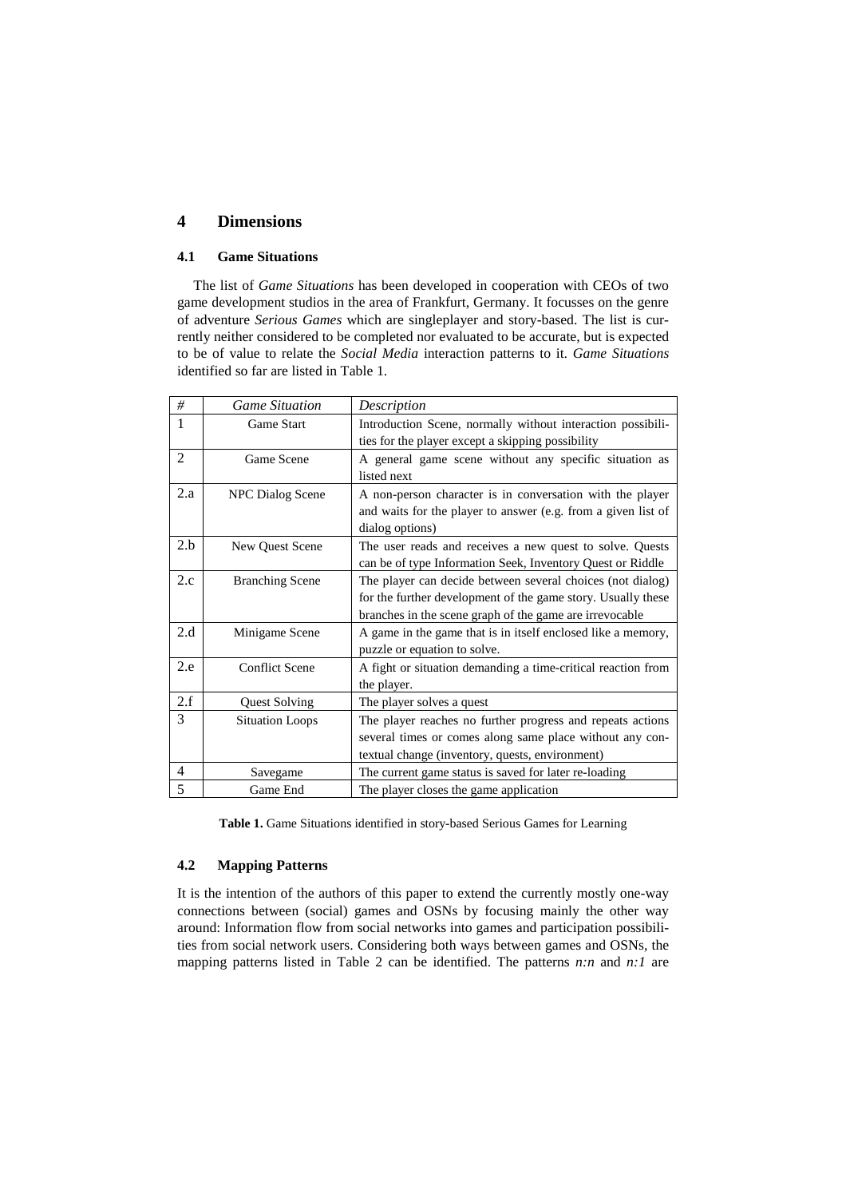# 4 Dimensions

## 4.1 Game Situations

The list of *Game Situations* has been developed in cooperation with CEOs of two game development studios in the area of Frankfurt, Germany. It focusses on the genre of adventure *Serious Games* which are singleplayer and story-based. The list is currently neither considered to be completed nor evaluated to be accurate, but is expected to be of value to relate the *Social Media* interaction patterns to it. *Game Situations* identified so far are listed in Table 1.

| # | *Game Situation* | *Description* |
|---|---|---|
| 1 | Game Start | Introduction Scene, normally without interaction possibilities for the player except a skipping possibility |
| 2 | Game Scene | A general game scene without any specific situation as listed next |
| 2.a | NPC Dialog Scene | A non-person character is in conversation with the player and waits for the player to answer (e.g. from a given list of dialog options) |
| 2.b | New Quest Scene | The user reads and receives a new quest to solve. Quests can be of type Information Seek, Inventory Quest or Riddle |
| 2.c | Branching Scene | The player can decide between several choices (not dialog) for the further development of the game story. Usually these branches in the scene graph of the game are irrevocable |
| 2.d | Minigame Scene | A game in the game that is in itself enclosed like a memory, puzzle or equation to solve. |
| 2.e | Conflict Scene | A fight or situation demanding a time-critical reaction from the player. |
| 2.f | Quest Solving | The player solves a quest |
| 3 | Situation Loops | The player reaches no further progress and repeats actions several times or comes along same place without any contextual change (inventory, quests, environment) |
| 4 | Savegame | The current game status is saved for later re-loading |
| 5 | Game End | The player closes the game application |

**Table 1.** Game Situations identified in story-based Serious Games for Learning

## 4.2 Mapping Patterns

It is the intention of the authors of this paper to extend the currently mostly one-way connections between (social) games and OSNs by focusing mainly the other way around: Information flow from social networks into games and participation possibilities from social network users. Considering both ways between games and OSNs, the mapping patterns listed in Table 2 can be identified. The patterns *n:n* and *n:1* are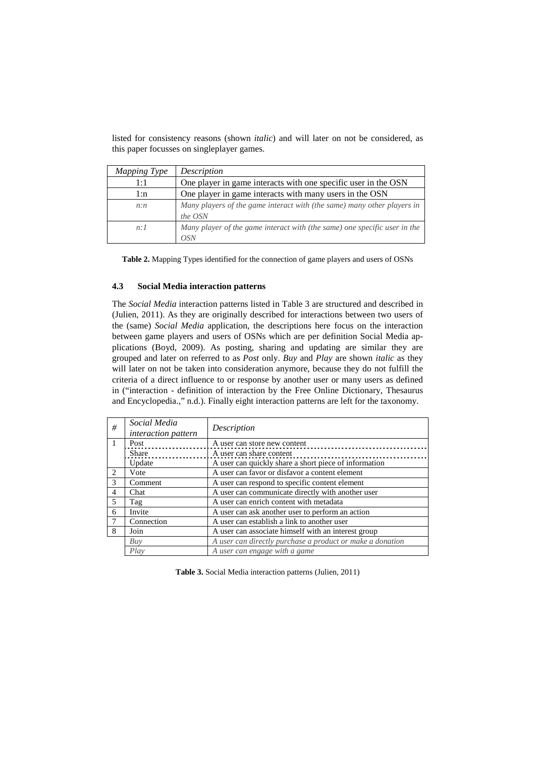listed for consistency reasons (shown *italic*) and will later on not be considered, as this paper focusses on singleplayer games.

| *Mapping Type* | *Description* |
|---|---|
| 1:1 | One player in game interacts with one specific user in the OSN |
| 1:n | One player in game interacts with many users in the OSN |
| *n:n* | *Many players of the game interact with (the same) many other players in the OSN* |
| *n:1* | *Many player of the game interact with (the same) one specific user in the OSN* |

**Table 2.** Mapping Types identified for the connection of game players and users of OSNs

### 4.3 Social Media interaction patterns

The *Social Media* interaction patterns listed in Table 3 are structured and described in (Julien, 2011). As they are originally described for interactions between two users of the (same) *Social Media* application, the descriptions here focus on the interaction between game players and users of OSNs which are per definition Social Media applications (Boyd, 2009). As posting, sharing and updating are similar they are grouped and later on referred to as *Post* only. *Buy* and *Play* are shown *italic* as they will later on not be taken into consideration anymore, because they do not fulfill the criteria of a direct influence to or response by another user or many users as defined in ("interaction - definition of interaction by the Free Online Dictionary, Thesaurus and Encyclopedia.," n.d.). Finally eight interaction patterns are left for the taxonomy.

| *#* | *Social Media interaction pattern* | *Description* |
|---|---|---|
| 1 | Post | A user can store new content |
| | Share | A user can share content |
| | Update | A user can quickly share a short piece of information |
| 2 | Vote | A user can favor or disfavor a content element |
| 3 | Comment | A user can respond to specific content element |
| 4 | Chat | A user can communicate directly with another user |
| 5 | Tag | A user can enrich content with metadata |
| 6 | Invite | A user can ask another user to perform an action |
| 7 | Connection | A user can establish a link to another user |
| 8 | Join | A user can associate himself with an interest group |
| | *Buy* | *A user can directly purchase a product or make a donation* |
| | *Play* | *A user can engage with a game* |

**Table 3.** Social Media interaction patterns (Julien, 2011)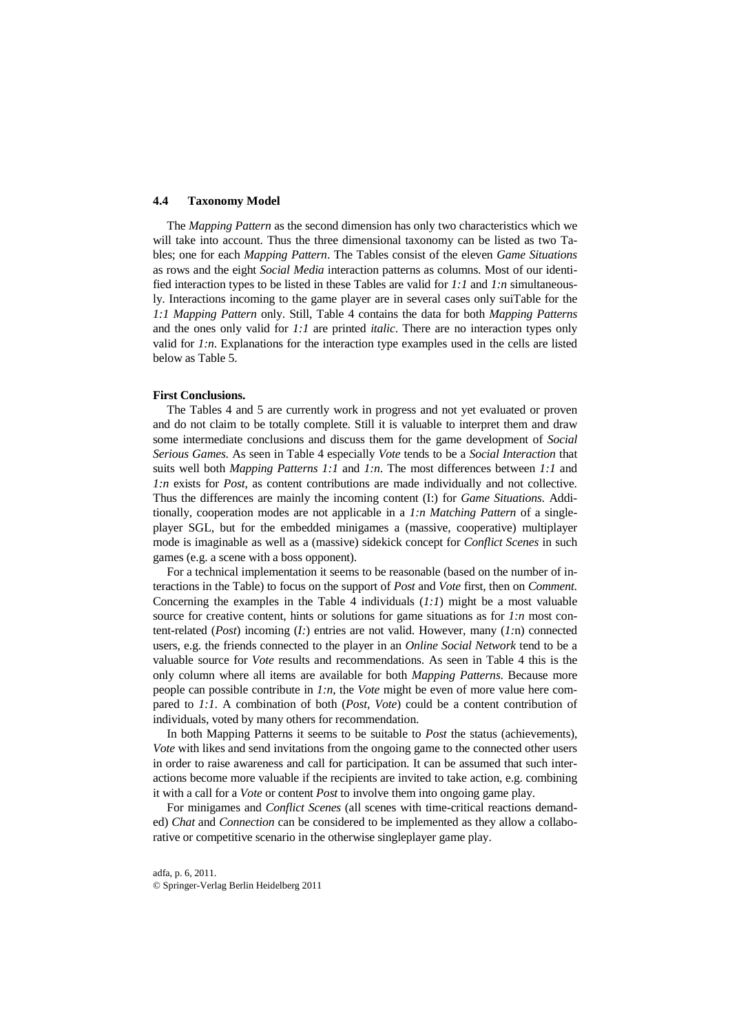### 4.4 Taxonomy Model

The *Mapping Pattern* as the second dimension has only two characteristics which we will take into account. Thus the three dimensional taxonomy can be listed as two Tables; one for each *Mapping Pattern*. The Tables consist of the eleven *Game Situations* as rows and the eight *Social Media* interaction patterns as columns. Most of our identified interaction types to be listed in these Tables are valid for *1:1* and *1:n* simultaneously. Interactions incoming to the game player are in several cases only suiTable for the *1:1 Mapping Pattern* only. Still, Table 4 contains the data for both *Mapping Patterns* and the ones only valid for *1:1* are printed *italic*. There are no interaction types only valid for *1:n*. Explanations for the interaction type examples used in the cells are listed below as Table 5.

**First Conclusions.**

The Tables 4 and 5 are currently work in progress and not yet evaluated or proven and do not claim to be totally complete. Still it is valuable to interpret them and draw some intermediate conclusions and discuss them for the game development of *Social Serious Games*. As seen in Table 4 especially *Vote* tends to be a *Social Interaction* that suits well both *Mapping Patterns 1:1* and *1:n*. The most differences between *1:1* and *1:n* exists for *Post*, as content contributions are made individually and not collective. Thus the differences are mainly the incoming content (I:) for *Game Situations*. Additionally, cooperation modes are not applicable in a *1:n Matching Pattern* of a singleplayer SGL, but for the embedded minigames a (massive, cooperative) multiplayer mode is imaginable as well as a (massive) sidekick concept for *Conflict Scenes* in such games (e.g. a scene with a boss opponent).

For a technical implementation it seems to be reasonable (based on the number of interactions in the Table) to focus on the support of *Post* and *Vote* first, then on *Comment*. Concerning the examples in the Table 4 individuals (*1:1*) might be a most valuable source for creative content, hints or solutions for game situations as for *1:n* most content-related (*Post*) incoming (*I:*) entries are not valid. However, many (*1:*n) connected users, e.g. the friends connected to the player in an *Online Social Network* tend to be a valuable source for *Vote* results and recommendations. As seen in Table 4 this is the only column where all items are available for both *Mapping Patterns*. Because more people can possible contribute in *1:n*, the *Vote* might be even of more value here compared to *1:1*. A combination of both (*Post*, *Vote*) could be a content contribution of individuals, voted by many others for recommendation.

In both Mapping Patterns it seems to be suitable to *Post* the status (achievements), *Vote* with likes and send invitations from the ongoing game to the connected other users in order to raise awareness and call for participation. It can be assumed that such interactions become more valuable if the recipients are invited to take action, e.g. combining it with a call for a *Vote* or content *Post* to involve them into ongoing game play.

For minigames and *Conflict Scenes* (all scenes with time-critical reactions demanded) *Chat* and *Connection* can be considered to be implemented as they allow a collaborative or competitive scenario in the otherwise singleplayer game play.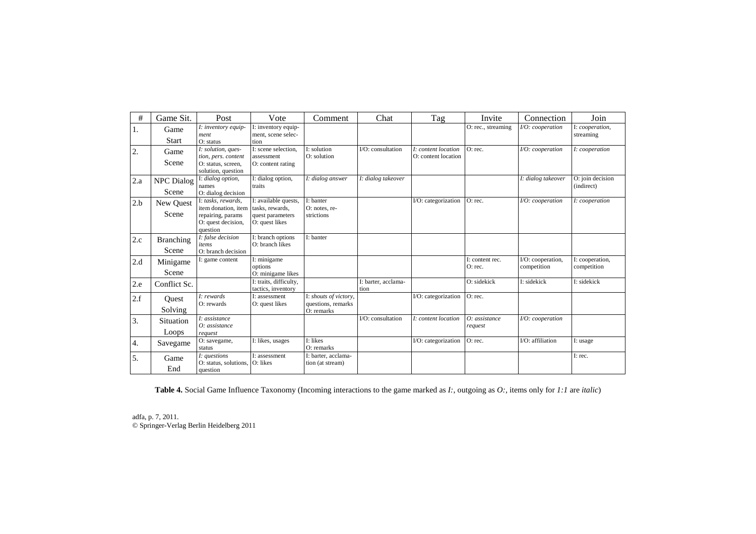| # | Game Sit. | Post | Vote | Comment | Chat | Tag | Invite | Connection | Join |
|---|---|---|---|---|---|---|---|---|---|
| 1. | Game Start | *I: inventory equipment* O: status | I: inventory equipment, scene selection | | | | O: rec., streaming | *I/O: cooperation* | I: *cooperation*, streaming |
| 2. | Game Scene | *I: solution, question, pers. content* O: status, screen, solution, question | I: scene selection, assessment O: content rating | I: solution O: solution | I/O: consultation | *I: content location* O: content location | O: rec. | *I/O: cooperation* | *I: cooperation* |
| 2.a | NPC Dialog Scene | I: *dialog option*, names O: dialog decision | I: dialog option, traits | *I: dialog answer* | *I: dialog takeover* | | | *I: dialog takeover* | O: join decision (indirect) |
| 2.b | New Quest Scene | I: *tasks, rewards*, item donation, item repairing, params O: quest decision, question | I: available quests, tasks, rewards, quest parameters O: quest likes | I: banter O: notes, restrictions | | I/O: categorization | O: rec. | *I/O: cooperation* | *I: cooperation* |
| 2.c | Branching Scene | *I: false decision items* O: branch decision | I: branch options O: branch likes | I: banter | | | | | |
| 2.d | Minigame Scene | I: game content | I: minigame options O: minigame likes | | | | I: content rec. O: rec. | I/O: cooperation, competition | I: cooperation, competition |
| 2.e | Conflict Sc. | | I: traits, difficulty, tactics, inventory | | I: barter, acclamation | | O: sidekick | I: sidekick | I: sidekick |
| 2.f | Quest Solving | *I: rewards* O: rewards | I: assessment O: quest likes | I: *shouts of victory*, questions, remarks O: remarks | | I/O: categorization | O: rec. | | |
| 3. | Situation Loops | *I: assistance O: assistance request* | | | I/O: consultation | *I: content location* | *O: assistance request* | *I/O: cooperation* | |
| 4. | Savegame | O: savegame, status | I: likes, usages | I: likes O: remarks | | I/O: categorization | O: rec. | I/O: affiliation | I: usage |
| 5. | Game End | *I: questions* O: status, solutions, question | I: assessment O: likes | I: barter, acclamation (at stream) | | | | | I: rec. |

**Table 4.** Social Game Influence Taxonomy (Incoming interactions to the game marked as *I:*, outgoing as *O:*, items only for *1:1* are *italic*)

adfa, p. 7, 2011.
© Springer-Verlag Berlin Heidelberg 2011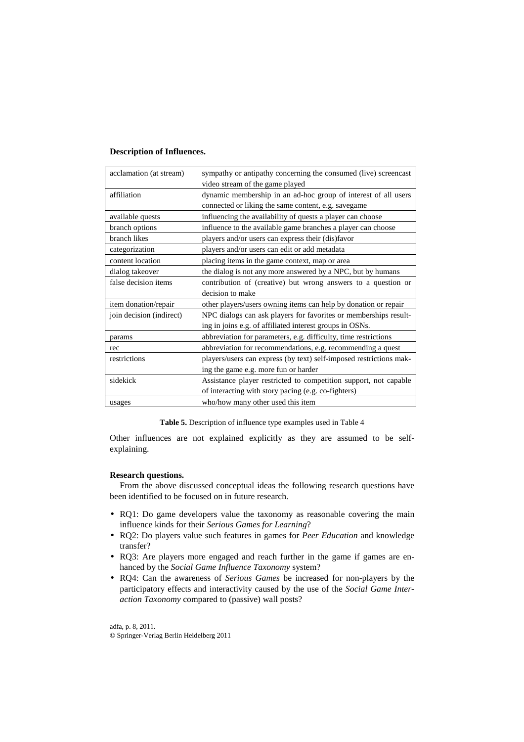**Description of Influences.**

| acclamation (at stream) | sympathy or antipathy concerning the consumed (live) screencast video stream of the game played |
|---|---|
| affiliation | dynamic membership in an ad-hoc group of interest of all users connected or liking the same content, e.g. savegame |
| available quests | influencing the availability of quests a player can choose |
| branch options | influence to the available game branches a player can choose |
| branch likes | players and/or users can express their (dis)favor |
| categorization | players and/or users can edit or add metadata |
| content location | placing items in the game context, map or area |
| dialog takeover | the dialog is not any more answered by a NPC, but by humans |
| false decision items | contribution of (creative) but wrong answers to a question or decision to make |
| item donation/repair | other players/users owning items can help by donation or repair |
| join decision (indirect) | NPC dialogs can ask players for favorites or memberships resulting in joins e.g. of affiliated interest groups in OSNs. |
| params | abbreviation for parameters, e.g. difficulty, time restrictions |
| rec | abbreviation for recommendations, e.g. recommending a quest |
| restrictions | players/users can express (by text) self-imposed restrictions making the game e.g. more fun or harder |
| sidekick | Assistance player restricted to competition support, not capable of interacting with story pacing (e.g. co-fighters) |
| usages | who/how many other used this item |

**Table 5.** Description of influence type examples used in Table 4

Other influences are not explained explicitly as they are assumed to be self-explaining.

**Research questions.**

From the above discussed conceptual ideas the following research questions have been identified to be focused on in future research.

- RQ1: Do game developers value the taxonomy as reasonable covering the main influence kinds for their *Serious Games for Learning*?
- RQ2: Do players value such features in games for *Peer Education* and knowledge transfer?
- RQ3: Are players more engaged and reach further in the game if games are enhanced by the *Social Game Influence Taxonomy* system?
- RQ4: Can the awareness of *Serious Games* be increased for non-players by the participatory effects and interactivity caused by the use of the *Social Game Interaction Taxonomy* compared to (passive) wall posts?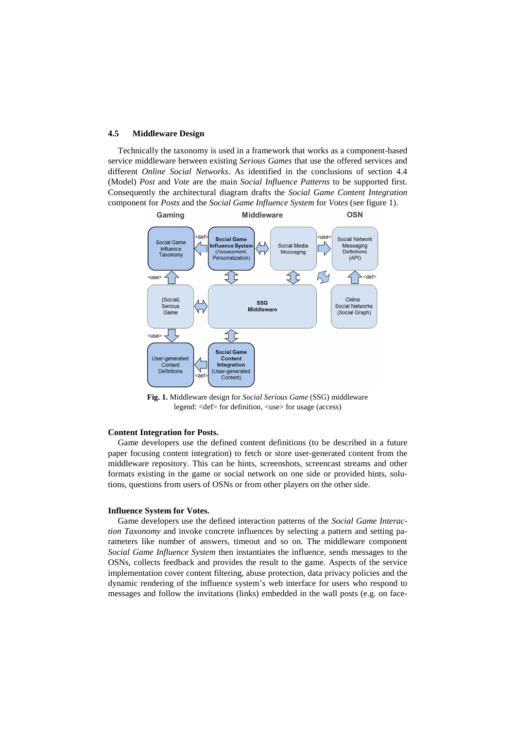### 4.5 Middleware Design

Technically the taxonomy is used in a framework that works as a component-based service middleware between existing *Serious Games* that use the offered services and different *Online Social Networks*. As identified in the conclusions of section 4.4 (Model) *Post* and *Vote* are the main *Social Influence Patterns* to be supported first. Consequently the architectural diagram drafts the *Social Game Content Integration* component for *Posts* and the *Social Game Influence System* for *Votes* (see figure 1).

**Fig. 1.** Middleware design for *Social Serious Game* (SSG) middleware legend: <def> for definition, <use> for usage (access)

**Content Integration for Posts.**
Game developers use the defined content definitions (to be described in a future paper focusing content integration) to fetch or store user-generated content from the middleware repository. This can be hints, screenshots, screencast streams and other formats existing in the game or social network on one side or provided hints, solutions, questions from users of OSNs or from other players on the other side.

**Influence System for Votes.**
Game developers use the defined interaction patterns of the *Social Game Interaction Taxonomy* and invoke concrete influences by selecting a pattern and setting parameters like number of answers, timeout and so on. The middleware component *Social Game Influence System* then instantiates the influence, sends messages to the OSNs, collects feedback and provides the result to the game. Aspects of the service implementation cover content filtering, abuse protection, data privacy policies and the dynamic rendering of the influence system's web interface for users who respond to messages and follow the invitations (links) embedded in the wall posts (e.g. on face-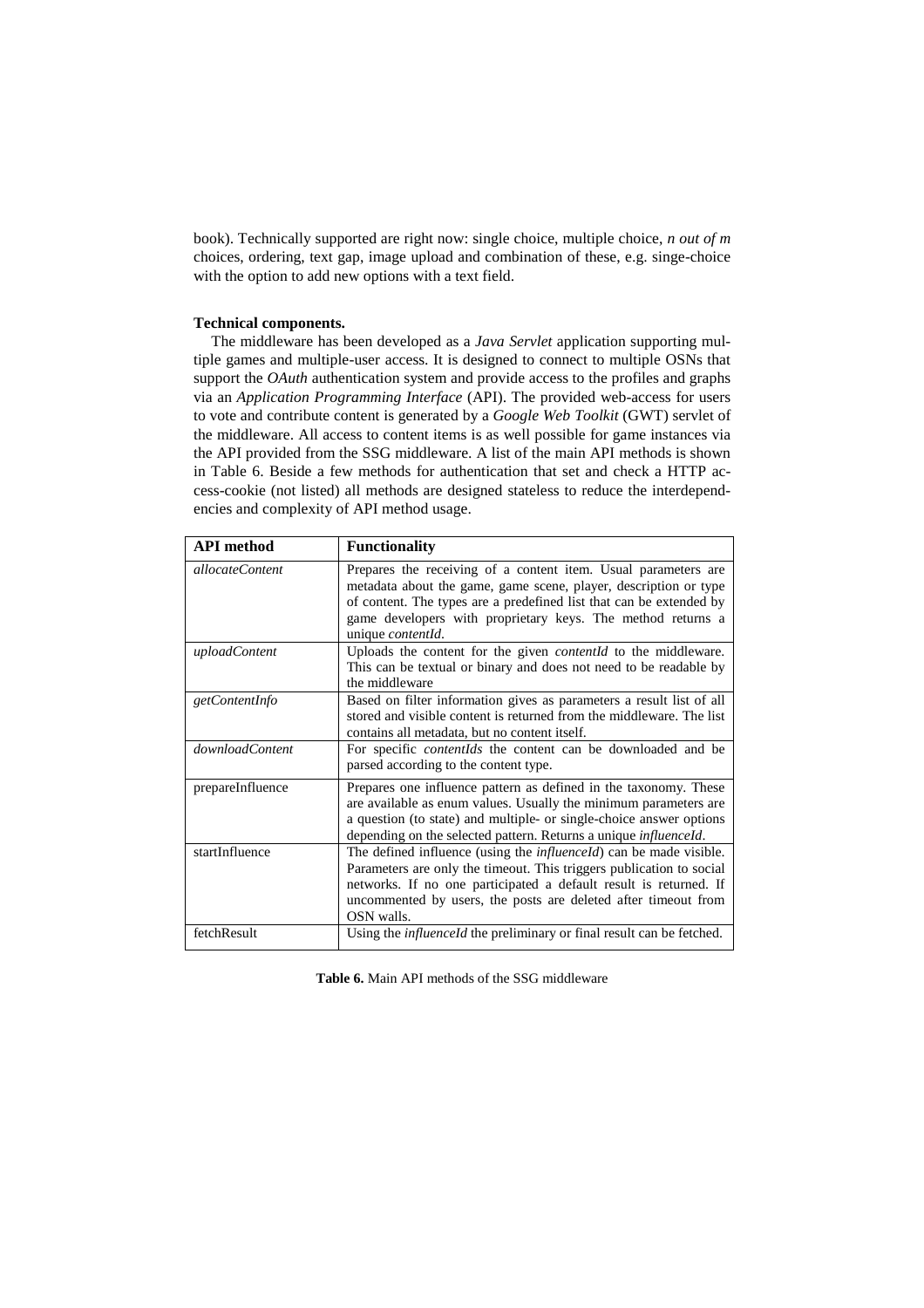book). Technically supported are right now: single choice, multiple choice, *n out of m* choices, ordering, text gap, image upload and combination of these, e.g. singe-choice with the option to add new options with a text field.

**Technical components.**

The middleware has been developed as a *Java Servlet* application supporting multiple games and multiple-user access. It is designed to connect to multiple OSNs that support the *OAuth* authentication system and provide access to the profiles and graphs via an *Application Programming Interface* (API). The provided web-access for users to vote and contribute content is generated by a *Google Web Toolkit* (GWT) servlet of the middleware. All access to content items is as well possible for game instances via the API provided from the SSG middleware. A list of the main API methods is shown in Table 6. Beside a few methods for authentication that set and check a HTTP access-cookie (not listed) all methods are designed stateless to reduce the interdependencies and complexity of API method usage.

| API method | Functionality |
|---|---|
| *allocateContent* | Prepares the receiving of a content item. Usual parameters are metadata about the game, game scene, player, description or type of content. The types are a predefined list that can be extended by game developers with proprietary keys. The method returns a unique *contentId*. |
| *uploadContent* | Uploads the content for the given *contentId* to the middleware. This can be textual or binary and does not need to be readable by the middleware |
| *getContentInfo* | Based on filter information gives as parameters a result list of all stored and visible content is returned from the middleware. The list contains all metadata, but no content itself. |
| *downloadContent* | For specific *contentIds* the content can be downloaded and be parsed according to the content type. |
| prepareInfluence | Prepares one influence pattern as defined in the taxonomy. These are available as enum values. Usually the minimum parameters are a question (to state) and multiple- or single-choice answer options depending on the selected pattern. Returns a unique *influenceId*. |
| startInfluence | The defined influence (using the *influenceId*) can be made visible. Parameters are only the timeout. This triggers publication to social networks. If no one participated a default result is returned. If uncommented by users, the posts are deleted after timeout from OSN walls. |
| fetchResult | Using the *influenceId* the preliminary or final result can be fetched. |

**Table 6.** Main API methods of the SSG middleware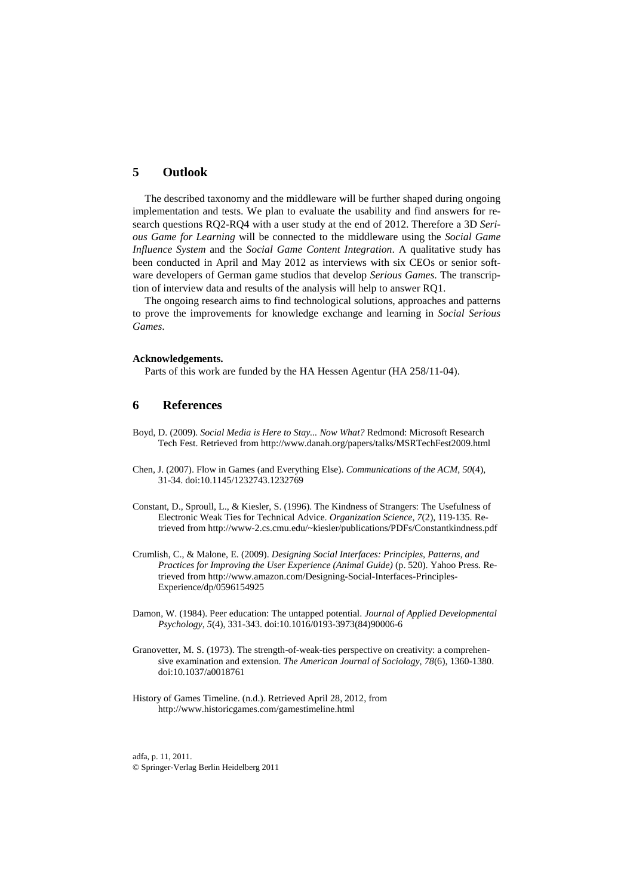## 5 Outlook

The described taxonomy and the middleware will be further shaped during ongoing implementation and tests. We plan to evaluate the usability and find answers for research questions RQ2-RQ4 with a user study at the end of 2012. Therefore a 3D *Serious Game for Learning* will be connected to the middleware using the *Social Game Influence System* and the *Social Game Content Integration*. A qualitative study has been conducted in April and May 2012 as interviews with six CEOs or senior software developers of German game studios that develop *Serious Games*. The transcription of interview data and results of the analysis will help to answer RQ1.

The ongoing research aims to find technological solutions, approaches and patterns to prove the improvements for knowledge exchange and learning in *Social Serious Games*.

**Acknowledgements.**

Parts of this work are funded by the HA Hessen Agentur (HA 258/11-04).

## 6 References

Boyd, D. (2009). *Social Media is Here to Stay... Now What?* Redmond: Microsoft Research Tech Fest. Retrieved from http://www.danah.org/papers/talks/MSRTechFest2009.html

Chen, J. (2007). Flow in Games (and Everything Else). *Communications of the ACM*, *50*(4), 31-34. doi:10.1145/1232743.1232769

Constant, D., Sproull, L., & Kiesler, S. (1996). The Kindness of Strangers: The Usefulness of Electronic Weak Ties for Technical Advice. *Organization Science*, *7*(2), 119-135. Retrieved from http://www-2.cs.cmu.edu/~kiesler/publications/PDFs/Constantkindness.pdf

Crumlish, C., & Malone, E. (2009). *Designing Social Interfaces: Principles, Patterns, and Practices for Improving the User Experience (Animal Guide)* (p. 520). Yahoo Press. Retrieved from http://www.amazon.com/Designing-Social-Interfaces-Principles-Experience/dp/0596154925

Damon, W. (1984). Peer education: The untapped potential. *Journal of Applied Developmental Psychology*, *5*(4), 331-343. doi:10.1016/0193-3973(84)90006-6

Granovetter, M. S. (1973). The strength-of-weak-ties perspective on creativity: a comprehensive examination and extension. *The American Journal of Sociology*, *78*(6), 1360-1380. doi:10.1037/a0018761

History of Games Timeline. (n.d.). Retrieved April 28, 2012, from http://www.historicgames.com/gamestimeline.html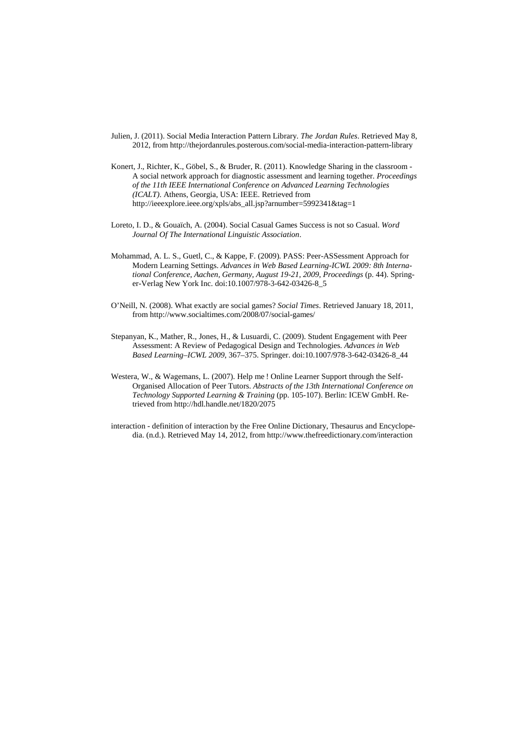Julien, J. (2011). Social Media Interaction Pattern Library. *The Jordan Rules*. Retrieved May 8, 2012, from http://thejordanrules.posterous.com/social-media-interaction-pattern-library

Konert, J., Richter, K., Göbel, S., & Bruder, R. (2011). Knowledge Sharing in the classroom - A social network approach for diagnostic assessment and learning together. *Proceedings of the 11th IEEE International Conference on Advanced Learning Technologies (ICALT)*. Athens, Georgia, USA: IEEE. Retrieved from http://ieeexplore.ieee.org/xpls/abs_all.jsp?arnumber=5992341&tag=1

Loreto, I. D., & Gouaïch, A. (2004). Social Casual Games Success is not so Casual. *Word Journal Of The International Linguistic Association*.

Mohammad, A. L. S., Guetl, C., & Kappe, F. (2009). PASS: Peer-ASSessment Approach for Modern Learning Settings. *Advances in Web Based Learning-ICWL 2009: 8th International Conference, Aachen, Germany, August 19-21, 2009, Proceedings* (p. 44). Springer-Verlag New York Inc. doi:10.1007/978-3-642-03426-8_5

O'Neill, N. (2008). What exactly are social games? *Social Times*. Retrieved January 18, 2011, from http://www.socialtimes.com/2008/07/social-games/

Stepanyan, K., Mather, R., Jones, H., & Lusuardi, C. (2009). Student Engagement with Peer Assessment: A Review of Pedagogical Design and Technologies. *Advances in Web Based Learning–ICWL 2009*, 367–375. Springer. doi:10.1007/978-3-642-03426-8_44

Westera, W., & Wagemans, L. (2007). Help me ! Online Learner Support through the Self-Organised Allocation of Peer Tutors. *Abstracts of the 13th International Conference on Technology Supported Learning & Training* (pp. 105-107). Berlin: ICEW GmbH. Retrieved from http://hdl.handle.net/1820/2075

interaction - definition of interaction by the Free Online Dictionary, Thesaurus and Encyclopedia. (n.d.). Retrieved May 14, 2012, from http://www.thefreedictionary.com/interaction